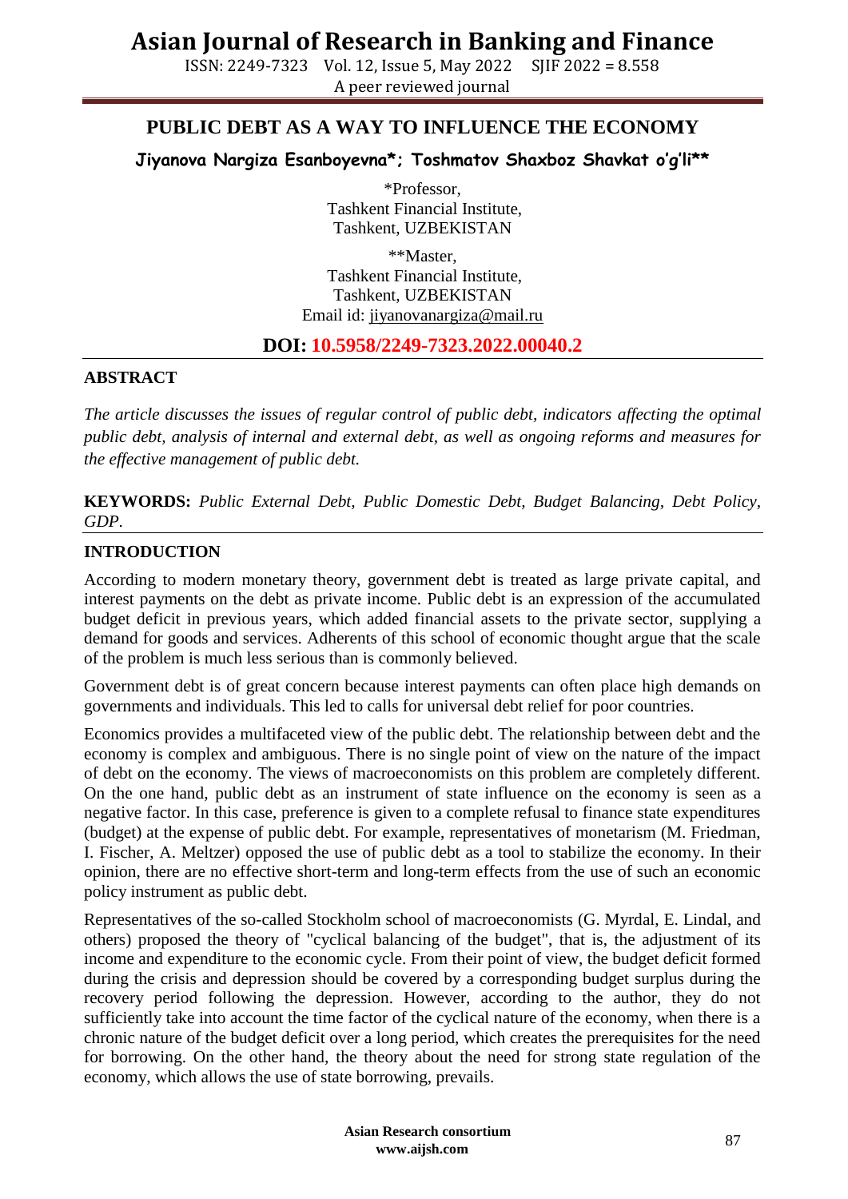# PUBLIC DEBT AS A WAY TO INFLUENCE THE ECONOMY

**Jiyanova Nargiza Esanboyevna\*; Toshmatov Shaxboz Shavkat o'g'li\*\***

\*Professor,
Tashkent Financial Institute,
Tashkent, UZBEKISTAN

\*\*Master,
Tashkent Financial Institute,
Tashkent, UZBEKISTAN
Email id: jiyanovanargiza@mail.ru

**DOI: 10.5958/2249-7323.2022.00040.2**

## ABSTRACT

*The article discusses the issues of regular control of public debt, indicators affecting the optimal public debt, analysis of internal and external debt, as well as ongoing reforms and measures for the effective management of public debt.*

**KEYWORDS:** *Public External Debt, Public Domestic Debt, Budget Balancing, Debt Policy, GDP.*

## INTRODUCTION

According to modern monetary theory, government debt is treated as large private capital, and interest payments on the debt as private income. Public debt is an expression of the accumulated budget deficit in previous years, which added financial assets to the private sector, supplying a demand for goods and services. Adherents of this school of economic thought argue that the scale of the problem is much less serious than is commonly believed.

Government debt is of great concern because interest payments can often place high demands on governments and individuals. This led to calls for universal debt relief for poor countries.

Economics provides a multifaceted view of the public debt. The relationship between debt and the economy is complex and ambiguous. There is no single point of view on the nature of the impact of debt on the economy. The views of macroeconomists on this problem are completely different. On the one hand, public debt as an instrument of state influence on the economy is seen as a negative factor. In this case, preference is given to a complete refusal to finance state expenditures (budget) at the expense of public debt. For example, representatives of monetarism (M. Friedman, I. Fischer, A. Meltzer) opposed the use of public debt as a tool to stabilize the economy. In their opinion, there are no effective short-term and long-term effects from the use of such an economic policy instrument as public debt.

Representatives of the so-called Stockholm school of macroeconomists (G. Myrdal, E. Lindal, and others) proposed the theory of "cyclical balancing of the budget", that is, the adjustment of its income and expenditure to the economic cycle. From their point of view, the budget deficit formed during the crisis and depression should be covered by a corresponding budget surplus during the recovery period following the depression. However, according to the author, they do not sufficiently take into account the time factor of the cyclical nature of the economy, when there is a chronic nature of the budget deficit over a long period, which creates the prerequisites for the need for borrowing. On the other hand, the theory about the need for strong state regulation of the economy, which allows the use of state borrowing, prevails.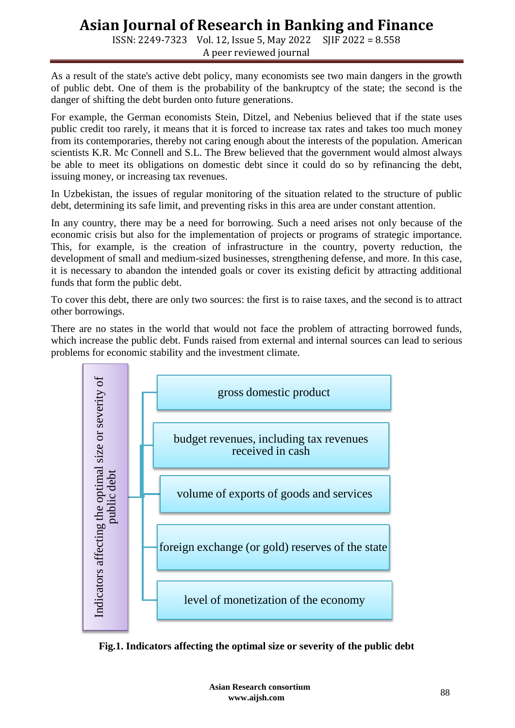As a result of the state's active debt policy, many economists see two main dangers in the growth of public debt. One of them is the probability of the bankruptcy of the state; the second is the danger of shifting the debt burden onto future generations.

For example, the German economists Stein, Ditzel, and Nebenius believed that if the state uses public credit too rarely, it means that it is forced to increase tax rates and takes too much money from its contemporaries, thereby not caring enough about the interests of the population. American scientists K.R. Mc Connell and S.L. The Brew believed that the government would almost always be able to meet its obligations on domestic debt since it could do so by refinancing the debt, issuing money, or increasing tax revenues.

In Uzbekistan, the issues of regular monitoring of the situation related to the structure of public debt, determining its safe limit, and preventing risks in this area are under constant attention.

In any country, there may be a need for borrowing. Such a need arises not only because of the economic crisis but also for the implementation of projects or programs of strategic importance. This, for example, is the creation of infrastructure in the country, poverty reduction, the development of small and medium-sized businesses, strengthening defense, and more. In this case, it is necessary to abandon the intended goals or cover its existing deficit by attracting additional funds that form the public debt.

To cover this debt, there are only two sources: the first is to raise taxes, and the second is to attract other borrowings.

There are no states in the world that would not face the problem of attracting borrowed funds, which increase the public debt. Funds raised from external and internal sources can lead to serious problems for economic stability and the investment climate.

Indicators affecting the optimal size or severity of public debt:

- gross domestic product
- budget revenues, including tax revenues received in cash
- volume of exports of goods and services
- foreign exchange (or gold) reserves of the state
- level of monetization of the economy

**Fig.1. Indicators affecting the optimal size or severity of the public debt**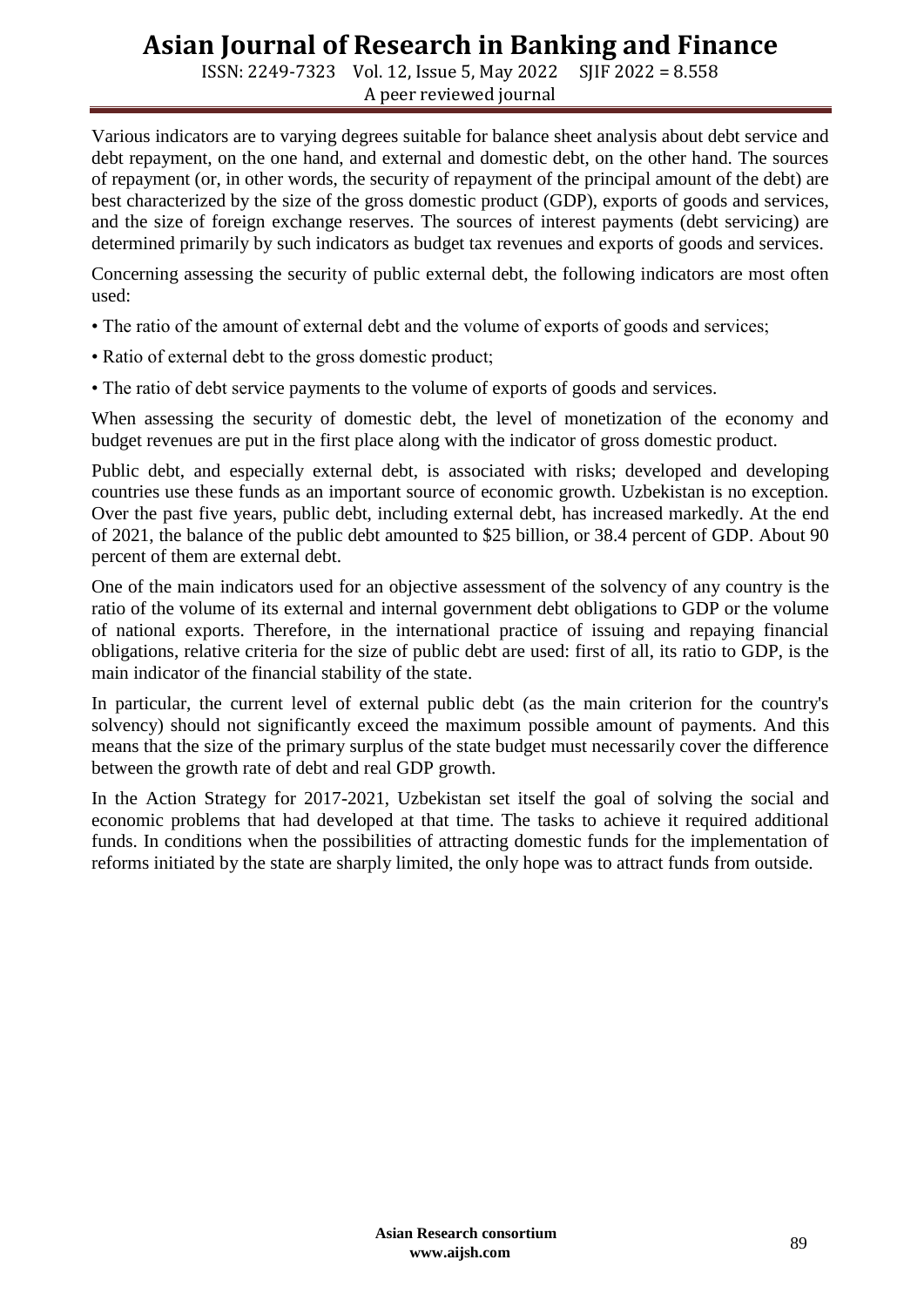Various indicators are to varying degrees suitable for balance sheet analysis about debt service and debt repayment, on the one hand, and external and domestic debt, on the other hand. The sources of repayment (or, in other words, the security of repayment of the principal amount of the debt) are best characterized by the size of the gross domestic product (GDP), exports of goods and services, and the size of foreign exchange reserves. The sources of interest payments (debt servicing) are determined primarily by such indicators as budget tax revenues and exports of goods and services.

Concerning assessing the security of public external debt, the following indicators are most often used:

- The ratio of the amount of external debt and the volume of exports of goods and services;
- Ratio of external debt to the gross domestic product;
- The ratio of debt service payments to the volume of exports of goods and services.

When assessing the security of domestic debt, the level of monetization of the economy and budget revenues are put in the first place along with the indicator of gross domestic product.

Public debt, and especially external debt, is associated with risks; developed and developing countries use these funds as an important source of economic growth. Uzbekistan is no exception. Over the past five years, public debt, including external debt, has increased markedly. At the end of 2021, the balance of the public debt amounted to $25 billion, or 38.4 percent of GDP. About 90 percent of them are external debt.

One of the main indicators used for an objective assessment of the solvency of any country is the ratio of the volume of its external and internal government debt obligations to GDP or the volume of national exports. Therefore, in the international practice of issuing and repaying financial obligations, relative criteria for the size of public debt are used: first of all, its ratio to GDP, is the main indicator of the financial stability of the state.

In particular, the current level of external public debt (as the main criterion for the country's solvency) should not significantly exceed the maximum possible amount of payments. And this means that the size of the primary surplus of the state budget must necessarily cover the difference between the growth rate of debt and real GDP growth.

In the Action Strategy for 2017-2021, Uzbekistan set itself the goal of solving the social and economic problems that had developed at that time. The tasks to achieve it required additional funds. In conditions when the possibilities of attracting domestic funds for the implementation of reforms initiated by the state are sharply limited, the only hope was to attract funds from outside.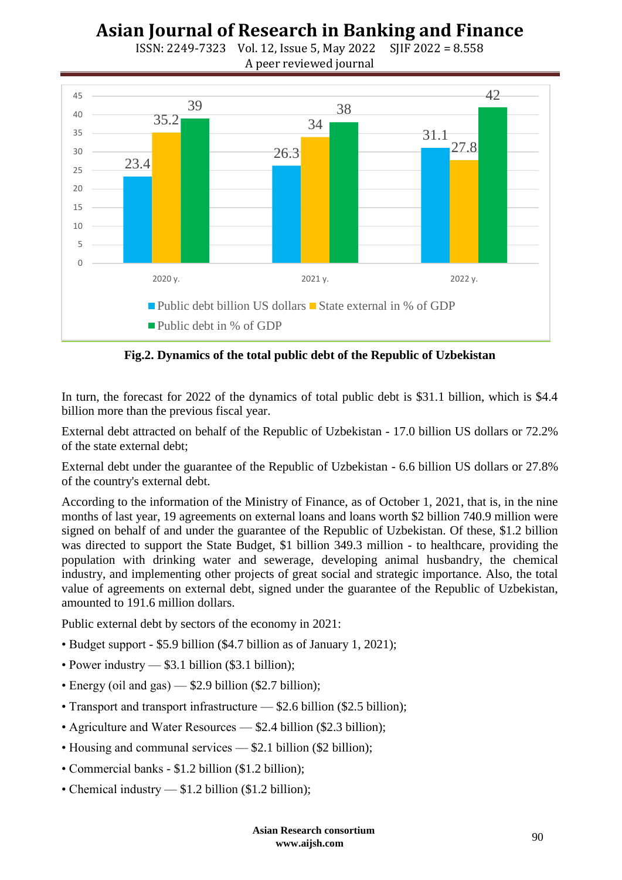Fig.2. Dynamics of the total public debt of the Republic of Uzbekistan

In turn, the forecast for 2022 of the dynamics of total public debt is $31.1 billion, which is $4.4 billion more than the previous fiscal year.

External debt attracted on behalf of the Republic of Uzbekistan - 17.0 billion US dollars or 72.2% of the state external debt;

External debt under the guarantee of the Republic of Uzbekistan - 6.6 billion US dollars or 27.8% of the country's external debt.

According to the information of the Ministry of Finance, as of October 1, 2021, that is, in the nine months of last year, 19 agreements on external loans and loans worth $2 billion 740.9 million were signed on behalf of and under the guarantee of the Republic of Uzbekistan. Of these, $1.2 billion was directed to support the State Budget, $1 billion 349.3 million - to healthcare, providing the population with drinking water and sewerage, developing animal husbandry, the chemical industry, and implementing other projects of great social and strategic importance. Also, the total value of agreements on external debt, signed under the guarantee of the Republic of Uzbekistan, amounted to 191.6 million dollars.

Public external debt by sectors of the economy in 2021:

- Budget support - $5.9 billion ($4.7 billion as of January 1, 2021);
- Power industry — $3.1 billion ($3.1 billion);
- Energy (oil and gas) — $2.9 billion ($2.7 billion);
- Transport and transport infrastructure — $2.6 billion ($2.5 billion);
- Agriculture and Water Resources — $2.4 billion ($2.3 billion);
- Housing and communal services — $2.1 billion ($2 billion);
- Commercial banks - $1.2 billion ($1.2 billion);
- Chemical industry — $1.2 billion ($1.2 billion);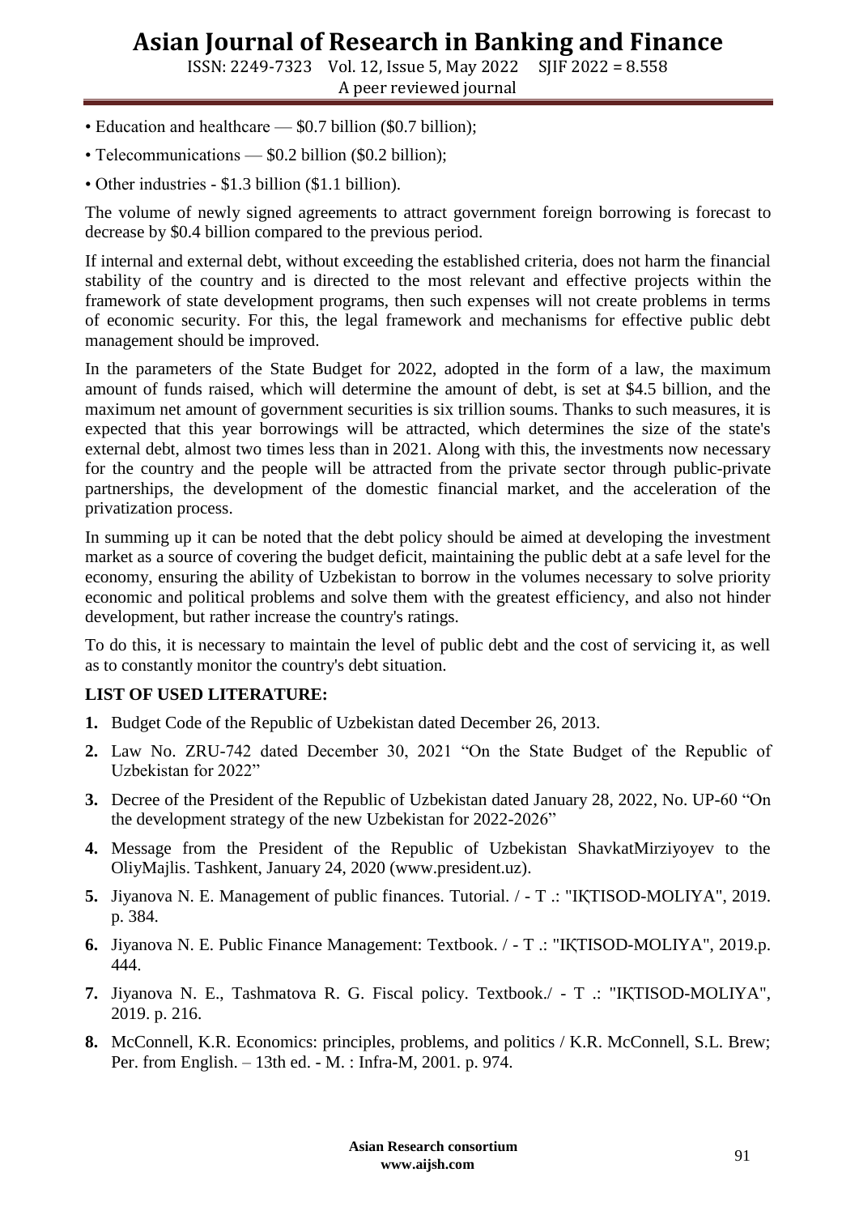- Education and healthcare — $0.7 billion ($0.7 billion);
- Telecommunications — $0.2 billion ($0.2 billion);
- Other industries - $1.3 billion ($1.1 billion).

The volume of newly signed agreements to attract government foreign borrowing is forecast to decrease by $0.4 billion compared to the previous period.

If internal and external debt, without exceeding the established criteria, does not harm the financial stability of the country and is directed to the most relevant and effective projects within the framework of state development programs, then such expenses will not create problems in terms of economic security. For this, the legal framework and mechanisms for effective public debt management should be improved.

In the parameters of the State Budget for 2022, adopted in the form of a law, the maximum amount of funds raised, which will determine the amount of debt, is set at $4.5 billion, and the maximum net amount of government securities is six trillion soums. Thanks to such measures, it is expected that this year borrowings will be attracted, which determines the size of the state's external debt, almost two times less than in 2021. Along with this, the investments now necessary for the country and the people will be attracted from the private sector through public-private partnerships, the development of the domestic financial market, and the acceleration of the privatization process.

In summing up it can be noted that the debt policy should be aimed at developing the investment market as a source of covering the budget deficit, maintaining the public debt at a safe level for the economy, ensuring the ability of Uzbekistan to borrow in the volumes necessary to solve priority economic and political problems and solve them with the greatest efficiency, and also not hinder development, but rather increase the country's ratings.

To do this, it is necessary to maintain the level of public debt and the cost of servicing it, as well as to constantly monitor the country's debt situation.

**LIST OF USED LITERATURE:**

1. Budget Code of the Republic of Uzbekistan dated December 26, 2013.
2. Law No. ZRU-742 dated December 30, 2021 "On the State Budget of the Republic of Uzbekistan for 2022"
3. Decree of the President of the Republic of Uzbekistan dated January 28, 2022, No. UP-60 "On the development strategy of the new Uzbekistan for 2022-2026"
4. Message from the President of the Republic of Uzbekistan ShavkatMirziyoyev to the OliyMajlis. Tashkent, January 24, 2020 (www.president.uz).
5. Jiyanova N. E. Management of public finances. Tutorial. / - T .: "IҚTISOD-MOLIYA", 2019. p. 384.
6. Jiyanova N. E. Public Finance Management: Textbook. / - T .: "IҚTISOD-MOLIYA", 2019.p. 444.
7. Jiyanova N. E., Tashmatova R. G. Fiscal policy. Textbook./ - T .: "IҚTISOD-MOLIYA", 2019. p. 216.
8. McConnell, K.R. Economics: principles, problems, and politics / K.R. McConnell, S.L. Brew; Per. from English. – 13th ed. - M. : Infra-M, 2001. p. 974.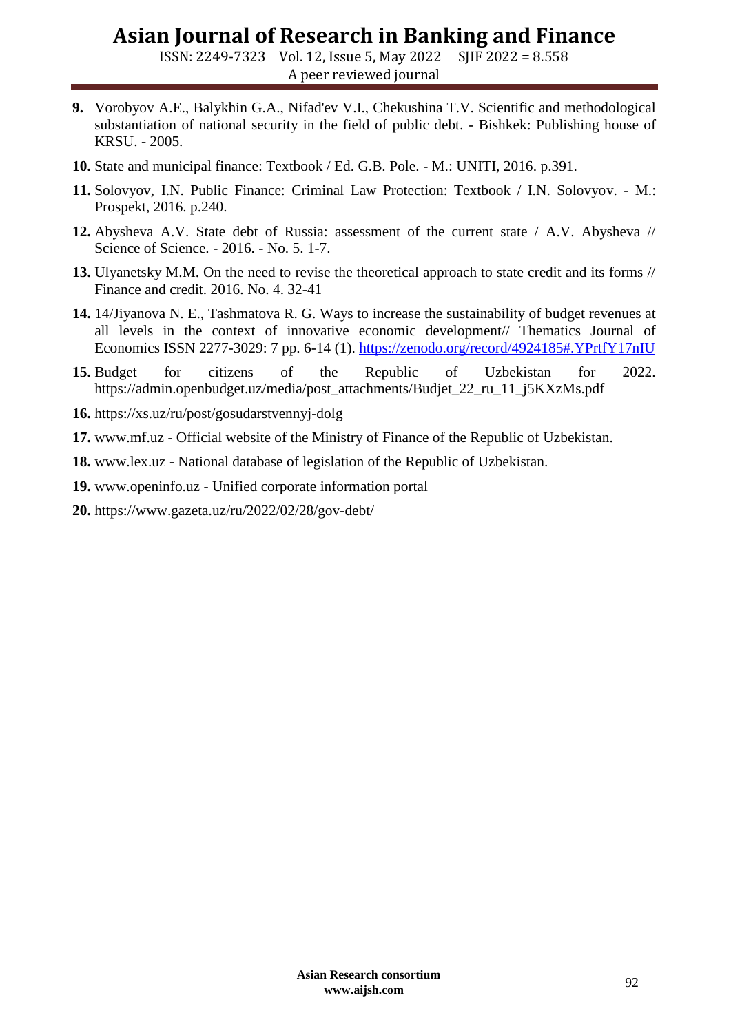9. Vorobyov A.E., Balykhin G.A., Nifad'ev V.I., Chekushina T.V. Scientific and methodological substantiation of national security in the field of public debt. - Bishkek: Publishing house of KRSU. - 2005.
10. State and municipal finance: Textbook / Ed. G.B. Pole. - M.: UNITI, 2016. p.391.
11. Solovyov, I.N. Public Finance: Criminal Law Protection: Textbook / I.N. Solovyov. - M.: Prospekt, 2016. p.240.
12. Abysheva A.V. State debt of Russia: assessment of the current state / A.V. Abysheva // Science of Science. - 2016. - No. 5. 1-7.
13. Ulyanetsky M.M. On the need to revise the theoretical approach to state credit and its forms // Finance and credit. 2016. No. 4. 32-41
14. 14/Jiyanova N. E., Tashmatova R. G. Ways to increase the sustainability of budget revenues at all levels in the context of innovative economic development// Thematics Journal of Economics ISSN 2277-3029: 7 pp. 6-14 (1). https://zenodo.org/record/4924185#.YPrtfY17nIU
15. Budget for citizens of the Republic of Uzbekistan for 2022. https://admin.openbudget.uz/media/post_attachments/Budjet_22_ru_11_j5KXzMs.pdf
16. https://xs.uz/ru/post/gosudarstvennyj-dolg
17. www.mf.uz - Official website of the Ministry of Finance of the Republic of Uzbekistan.
18. www.lex.uz - National database of legislation of the Republic of Uzbekistan.
19. www.openinfo.uz - Unified corporate information portal
20. https://www.gazeta.uz/ru/2022/02/28/gov-debt/